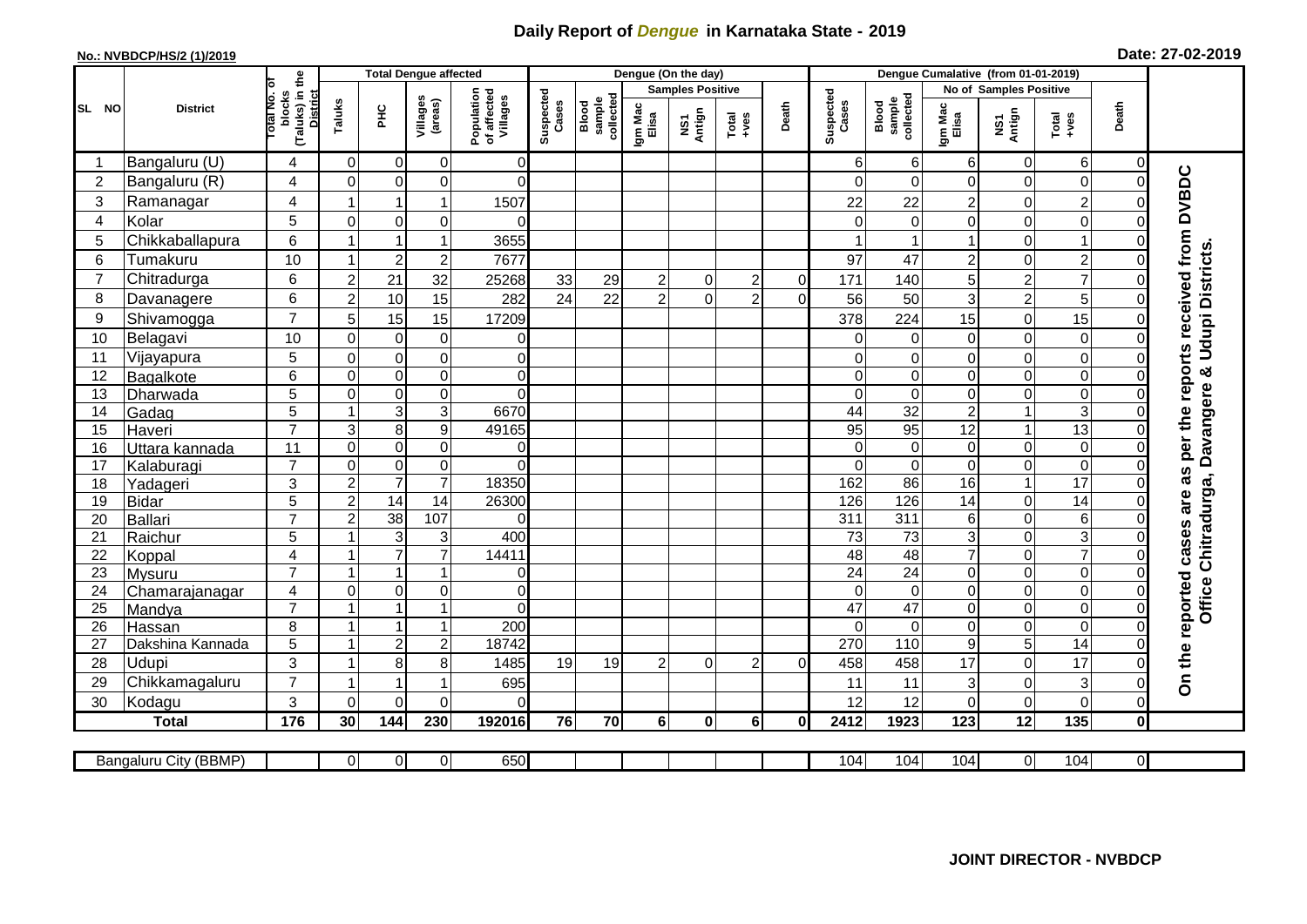# Daily Report of *Dengue* in Karnataka State - 2019

**No.: NVBDCP/HS/2 (1)/2019**

**Date: 27-02-2019**

| SL NO | District | Total No. of blocks (Taluks) in the District | Total Dengue affected | | | | Dengue (On the day) | | | | | | Dengue Cumalative (from 01-01-2019) | | | | | | |
|---|---|---|---|---|---|---|---|---|---|---|---|---|---|---|---|---|---|---|---|
| | | | Taluks | PHC | Villages (areas) | Population of affected Villages | Suspected Cases | Blood sample collected | Samples Positive | | | Death | Suspected Cases | Blood sample collected | No of Samples Positive | | | Death | |
| | | | | | | | | | Igm Mac Elisa | NS1 Antign | Total +ves | | | | Igm Mac Elisa | NS1 Antign | Total +ves | | |
| 1 | Bangaluru (U) | 4 | 0 | 0 | 0 | 0 | | | | | | | 6 | 6 | 6 | 0 | 6 | 0 | On the reported cases are as per the reports received from DVBDC Office Chitradurga, Davangere & Udupi Districts. |
| 2 | Bangaluru (R) | 4 | 0 | 0 | 0 | 0 | | | | | | | 0 | 0 | 0 | 0 | 0 | 0 | |
| 3 | Ramanagar | 4 | 1 | 1 | 1 | 1507 | | | | | | | 22 | 22 | 2 | 0 | 2 | 0 | |
| 4 | Kolar | 5 | 0 | 0 | 0 | 0 | | | | | | | 0 | 0 | 0 | 0 | 0 | 0 | |
| 5 | Chikkaballapura | 6 | 1 | 1 | 1 | 3655 | | | | | | | 1 | 1 | 1 | 0 | 1 | 0 | |
| 6 | Tumakuru | 10 | 1 | 2 | 2 | 7677 | | | | | | | 97 | 47 | 2 | 0 | 2 | 0 | |
| 7 | Chitradurga | 6 | 2 | 21 | 32 | 25268 | 33 | 29 | 2 | 0 | 2 | 0 | 171 | 140 | 5 | 2 | 7 | 0 | |
| 8 | Davanagere | 6 | 2 | 10 | 15 | 282 | 24 | 22 | 2 | 0 | 2 | 0 | 56 | 50 | 3 | 2 | 5 | 0 | |
| 9 | Shivamogga | 7 | 5 | 15 | 15 | 17209 | | | | | | | 378 | 224 | 15 | 0 | 15 | 0 | |
| 10 | Belagavi | 10 | 0 | 0 | 0 | 0 | | | | | | | 0 | 0 | 0 | 0 | 0 | 0 | |
| 11 | Vijayapura | 5 | 0 | 0 | 0 | 0 | | | | | | | 0 | 0 | 0 | 0 | 0 | 0 | |
| 12 | Bagalkote | 6 | 0 | 0 | 0 | 0 | | | | | | | 0 | 0 | 0 | 0 | 0 | 0 | |
| 13 | Dharwada | 5 | 0 | 0 | 0 | 0 | | | | | | | 0 | 0 | 0 | 0 | 0 | 0 | |
| 14 | Gadag | 5 | 1 | 3 | 3 | 6670 | | | | | | | 44 | 32 | 2 | 1 | 3 | 0 | |
| 15 | Haveri | 7 | 3 | 8 | 9 | 49165 | | | | | | | 95 | 95 | 12 | 1 | 13 | 0 | |
| 16 | Uttara kannada | 11 | 0 | 0 | 0 | 0 | | | | | | | 0 | 0 | 0 | 0 | 0 | 0 | |
| 17 | Kalaburagi | 7 | 0 | 0 | 0 | 0 | | | | | | | 0 | 0 | 0 | 0 | 0 | 0 | |
| 18 | Yadageri | 3 | 2 | 7 | 7 | 18350 | | | | | | | 162 | 86 | 16 | 1 | 17 | 0 | |
| 19 | Bidar | 5 | 2 | 14 | 14 | 26300 | | | | | | | 126 | 126 | 14 | 0 | 14 | 0 | |
| 20 | Ballari | 7 | 2 | 38 | 107 | 0 | | | | | | | 311 | 311 | 6 | 0 | 6 | 0 | |
| 21 | Raichur | 5 | 1 | 3 | 3 | 400 | | | | | | | 73 | 73 | 3 | 0 | 3 | 0 | |
| 22 | Koppal | 4 | 1 | 7 | 7 | 14411 | | | | | | | 48 | 48 | 7 | 0 | 7 | 0 | |
| 23 | Mysuru | 7 | 1 | 1 | 1 | 0 | | | | | | | 24 | 24 | 0 | 0 | 0 | 0 | |
| 24 | Chamarajanagar | 4 | 0 | 0 | 0 | 0 | | | | | | | 0 | 0 | 0 | 0 | 0 | 0 | |
| 25 | Mandya | 7 | 1 | 1 | 1 | 0 | | | | | | | 47 | 47 | 0 | 0 | 0 | 0 | |
| 26 | Hassan | 8 | 1 | 1 | 1 | 200 | | | | | | | 0 | 0 | 0 | 0 | 0 | 0 | |
| 27 | Dakshina Kannada | 5 | 1 | 2 | 2 | 18742 | | | | | | | 270 | 110 | 9 | 5 | 14 | 0 | |
| 28 | Udupi | 3 | 1 | 8 | 8 | 1485 | 19 | 19 | 2 | 0 | 2 | 0 | 458 | 458 | 17 | 0 | 17 | 0 | |
| 29 | Chikkamagaluru | 7 | 1 | 1 | 1 | 695 | | | | | | | 11 | 11 | 3 | 0 | 3 | 0 | |
| 30 | Kodagu | 3 | 0 | 0 | 0 | 0 | | | | | | | 12 | 12 | 0 | 0 | 0 | 0 | |
| | **Total** | **176** | **30** | **144** | **230** | **192016** | **76** | **70** | **6** | **0** | **6** | **0** | **2412** | **1923** | **123** | **12** | **135** | **0** | |

| Bangaluru City (BBMP) | | 0 | 0 | 0 | 650 | | | | | | | 104 | 104 | 104 | 0 | 104 | 0 |
|---|---|---|---|---|---|---|---|---|---|---|---|---|---|---|---|---|---|

**JOINT DIRECTOR - NVBDCP**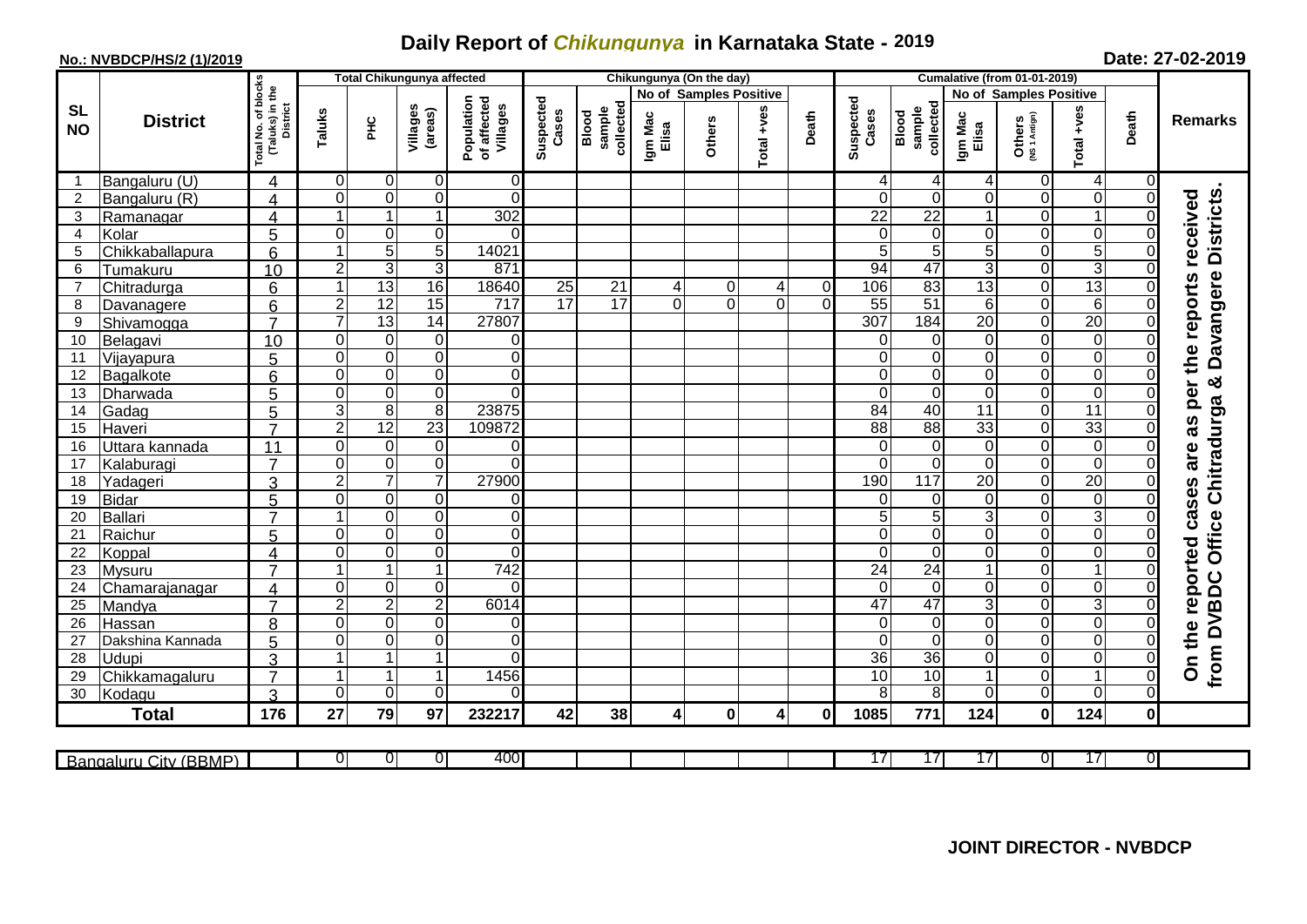# Daily Report of *Chikungunya* in Karnataka State - 2019

**No.: NVBDCP/HS/2 (1)/2019** **Date: 27-02-2019**

| SL NO | District | Total No. of blocks (Taluks) in the District | Total Chikungunya affected | | | | Chikungunya (On the day) | | | | | | | Cumalative (from 01-01-2019) | | | | | | | Remarks |
|---|---|---|---|---|---|---|---|---|---|---|---|---|---|---|---|---|---|---|---|---|---|
| | | | Taluks | PHC | Villages (areas) | Population of affected Villages | Suspected Cases | Blood sample collected | No of Samples Positive | | | Death | Suspected Cases | Blood sample collected | No of Samples Positive | | | Death | |
| | | | | | | | | | Igm Mac Elisa | Others | Total +ves | | | | Igm Mac Elisa | Others (NS 1 Antign) | Total +ves | | |
| 1 | Bangaluru (U) | 4 | 0 | 0 | 0 | 0 | | | | | | | 4 | 4 | 4 | 0 | 4 | 0 | On the reported cases are as per the reports received from DVBDC Office Chitradurga & Davangere Districts. |
| 2 | Bangaluru (R) | 4 | 0 | 0 | 0 | 0 | | | | | | | 0 | 0 | 0 | 0 | 0 | 0 | |
| 3 | Ramanagar | 4 | 1 | 1 | 1 | 302 | | | | | | | 22 | 22 | 1 | 0 | 1 | 0 | |
| 4 | Kolar | 5 | 0 | 0 | 0 | 0 | | | | | | | 0 | 0 | 0 | 0 | 0 | 0 | |
| 5 | Chikkaballapura | 6 | 1 | 5 | 5 | 14021 | | | | | | | 5 | 5 | 5 | 0 | 5 | 0 | |
| 6 | Tumakuru | 10 | 2 | 3 | 3 | 871 | | | | | | | 94 | 47 | 3 | 0 | 3 | 0 | |
| 7 | Chitradurga | 6 | 1 | 13 | 16 | 18640 | 25 | 21 | 4 | 0 | 4 | 0 | 106 | 83 | 13 | 0 | 13 | 0 | |
| 8 | Davanagere | 6 | 2 | 12 | 15 | 717 | 17 | 17 | 0 | 0 | 0 | 0 | 55 | 51 | 6 | 0 | 6 | 0 | |
| 9 | Shivamogga | 7 | 7 | 13 | 14 | 27807 | | | | | | | 307 | 184 | 20 | 0 | 20 | 0 | |
| 10 | Belagavi | 10 | 0 | 0 | 0 | 0 | | | | | | | 0 | 0 | 0 | 0 | 0 | 0 | |
| 11 | Vijayapura | 5 | 0 | 0 | 0 | 0 | | | | | | | 0 | 0 | 0 | 0 | 0 | 0 | |
| 12 | Bagalkote | 6 | 0 | 0 | 0 | 0 | | | | | | | 0 | 0 | 0 | 0 | 0 | 0 | |
| 13 | Dharwada | 5 | 0 | 0 | 0 | 0 | | | | | | | 0 | 0 | 0 | 0 | 0 | 0 | |
| 14 | Gadag | 5 | 3 | 8 | 8 | 23875 | | | | | | | 84 | 40 | 11 | 0 | 11 | 0 | |
| 15 | Haveri | 7 | 2 | 12 | 23 | 109872 | | | | | | | 88 | 88 | 33 | 0 | 33 | 0 | |
| 16 | Uttara kannada | 11 | 0 | 0 | 0 | 0 | | | | | | | 0 | 0 | 0 | 0 | 0 | 0 | |
| 17 | Kalaburagi | 7 | 0 | 0 | 0 | 0 | | | | | | | 0 | 0 | 0 | 0 | 0 | 0 | |
| 18 | Yadageri | 3 | 2 | 7 | 7 | 27900 | | | | | | | 190 | 117 | 20 | 0 | 20 | 0 | |
| 19 | Bidar | 5 | 0 | 0 | 0 | 0 | | | | | | | 0 | 0 | 0 | 0 | 0 | 0 | |
| 20 | Ballari | 7 | 1 | 0 | 0 | 0 | | | | | | | 5 | 5 | 3 | 0 | 3 | 0 | |
| 21 | Raichur | 5 | 0 | 0 | 0 | 0 | | | | | | | 0 | 0 | 0 | 0 | 0 | 0 | |
| 22 | Koppal | 4 | 0 | 0 | 0 | 0 | | | | | | | 0 | 0 | 0 | 0 | 0 | 0 | |
| 23 | Mysuru | 7 | 1 | 1 | 1 | 742 | | | | | | | 24 | 24 | 1 | 0 | 1 | 0 | |
| 24 | Chamarajanagar | 4 | 0 | 0 | 0 | 0 | | | | | | | 0 | 0 | 0 | 0 | 0 | 0 | |
| 25 | Mandya | 7 | 2 | 2 | 2 | 6014 | | | | | | | 47 | 47 | 3 | 0 | 3 | 0 | |
| 26 | Hassan | 8 | 0 | 0 | 0 | 0 | | | | | | | 0 | 0 | 0 | 0 | 0 | 0 | |
| 27 | Dakshina Kannada | 5 | 0 | 0 | 0 | 0 | | | | | | | 0 | 0 | 0 | 0 | 0 | 0 | |
| 28 | Udupi | 3 | 1 | 1 | 1 | 0 | | | | | | | 36 | 36 | 0 | 0 | 0 | 0 | |
| 29 | Chikkamagaluru | 7 | 1 | 1 | 1 | 1456 | | | | | | | 10 | 10 | 1 | 0 | 1 | 0 | |
| 30 | Kodagu | 3 | 0 | 0 | 0 | 0 | | | | | | | 8 | 8 | 0 | 0 | 0 | 0 | |
| **Total** | | **176** | **27** | **79** | **97** | **232217** | **42** | **38** | **4** | **0** | **4** | **0** | **1085** | **771** | **124** | **0** | **124** | **0** | |

| | | | | | | | | | | | | | | | | | | |
|---|---|---|---|---|---|---|---|---|---|---|---|---|---|---|---|---|---|---|
| Bangaluru City (BBMP) | | 0 | 0 | 0 | 400 | | | | | | | 17 | 17 | 17 | 0 | 17 | 0 | |

**JOINT DIRECTOR - NVBDCP**